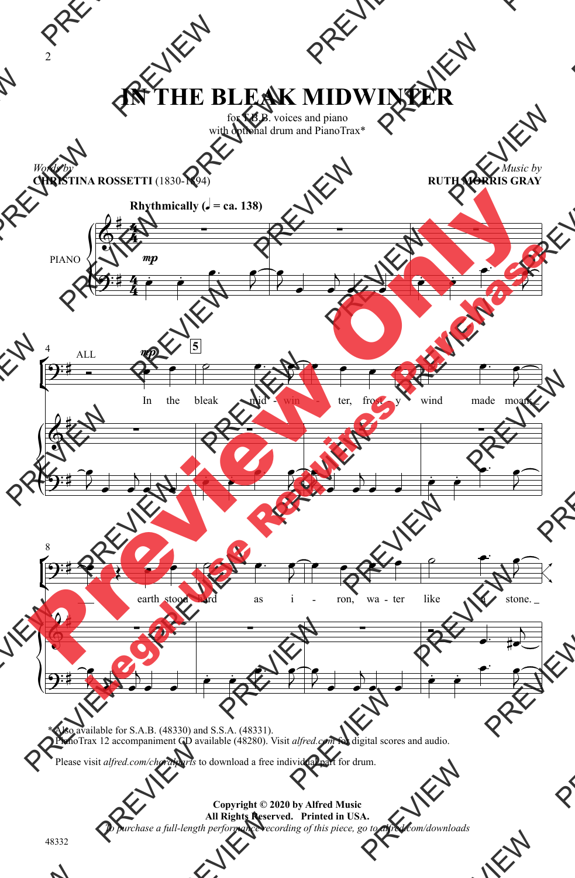# IN THE BLEAK MIDWINTER

for T.B.B. voices and piano
with optional drum and PianoTrax*

*Words by*
**CHRISTINA ROSSETTI** (1830-1894)

*Music by*
**RUTH MORRIS GRAY**

**Rhythmically (♩ = ca. 138)**

In the bleak mid - win - ter, frost - y wind made moan; earth stood hard as i - ron, wa - ter like a stone.

\* Also available for S.A.B. (48330) and S.S.A. (48331).
PianoTrax 12 accompaniment CD available (48280). Visit *alfred.com* for digital scores and audio.

Please visit *alfred.com/choralparts* to download a free individual part for drum.

**Copyright © 2020 by Alfred Music**
**All Rights Reserved. Printed in USA.**
*To purchase a full-length performance recording of this piece, go to alfred.com/downloads*

48332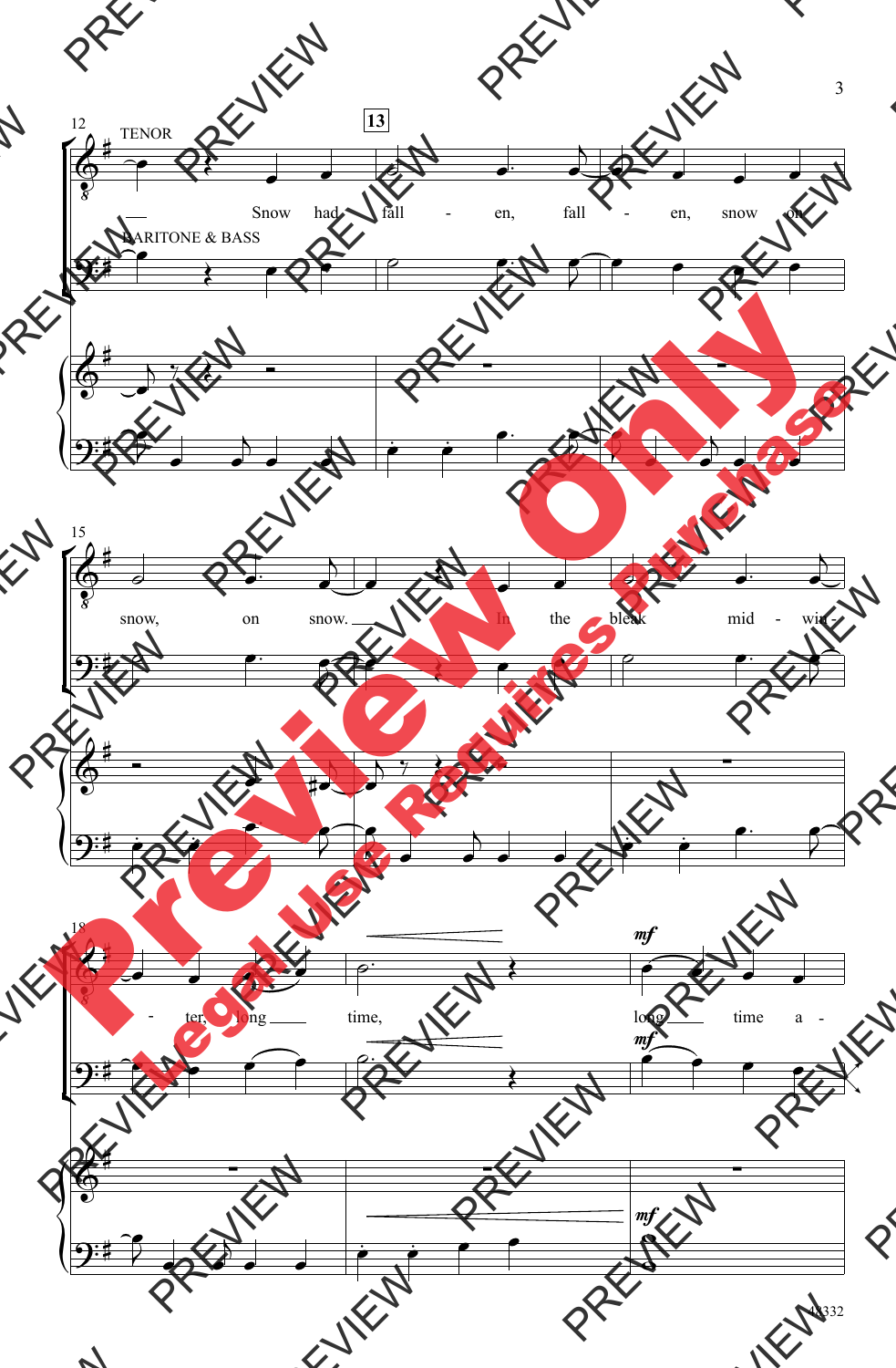TENOR

BARITONE & BASS

**13**

Snow had fall - en, fall - en, snow on snow, on snow. In the bleak mid - win - ter, long time, long time a -

*mf*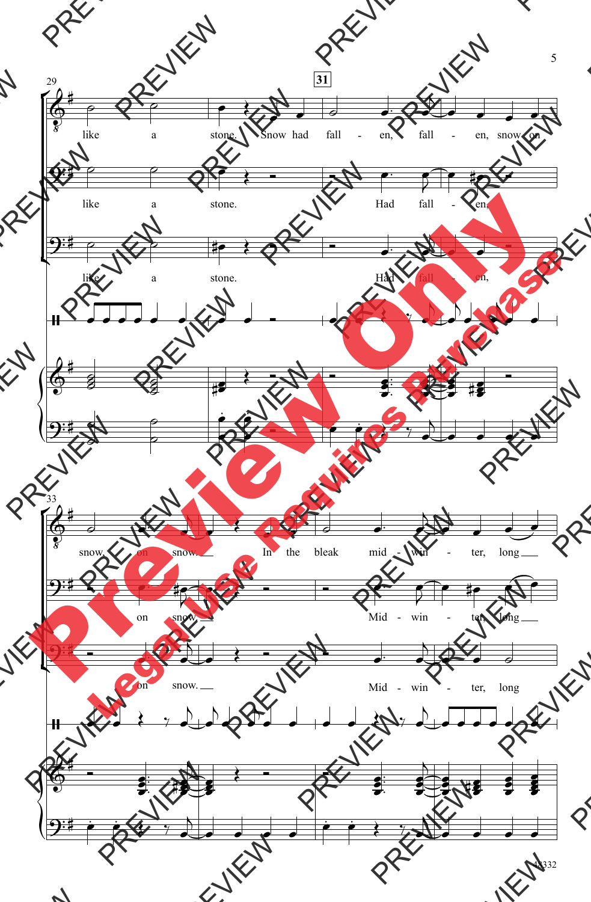**31**

29

like a stone. Snow had fall - en, fall - en, snow on

like a stone. Had fall - en,

like a stone. Had fall - en,

33

snow on snow. In the bleak mid - win - ter, long

on snow. Mid - win - ter, long

on snow. Mid - win - ter, long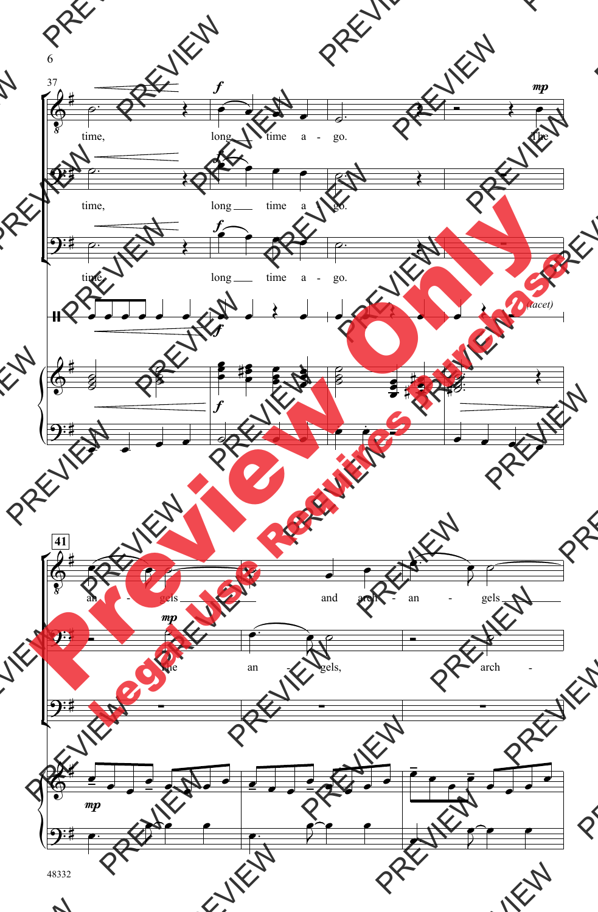37

time, long time a - go. The

time, long time a - go.

time, long time a - go.

(tacet)

41

an - gels and arch - an - gels

The an - gels, arch -

Preview Only

Legal Use Requires Purchase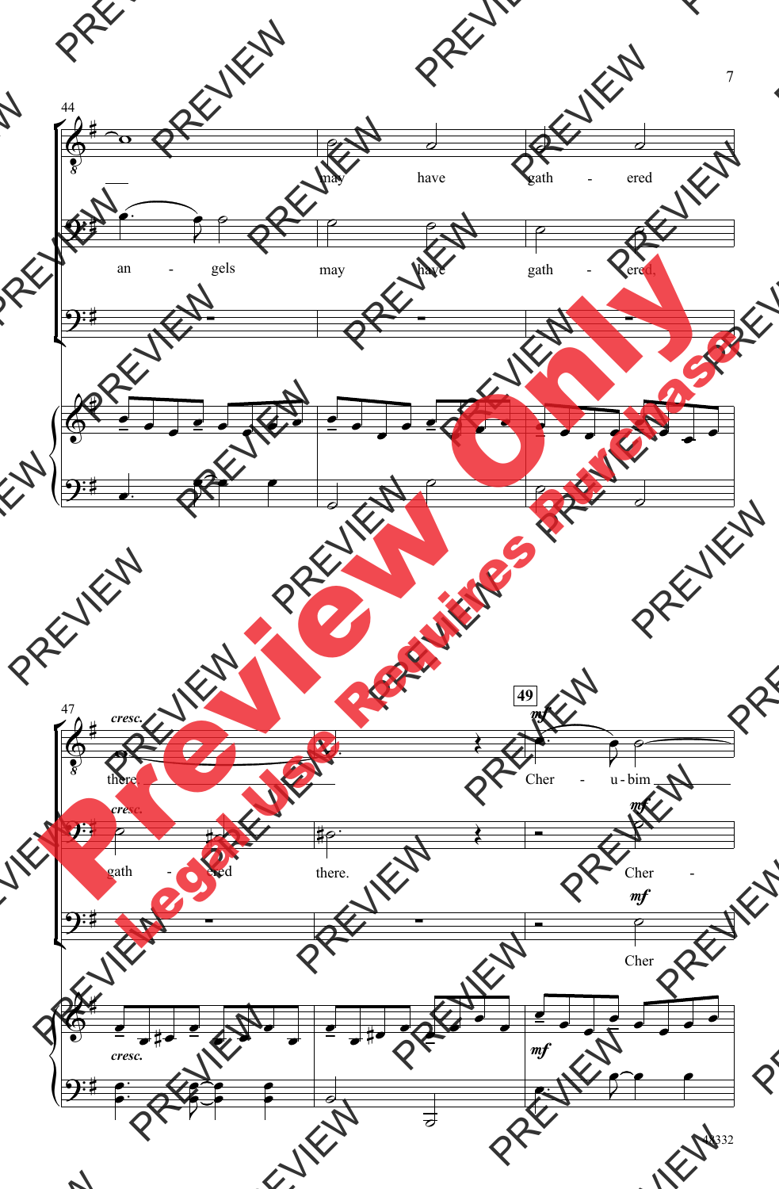44

may have gath - ered

an - gels may have gath - ered,

47 **49**

*cresc.* there ___ *mf* Cher - u - bim ___

*cresc.* gath - ered there. *mf* Cher -

*mf* Cher

*cresc.* *mf*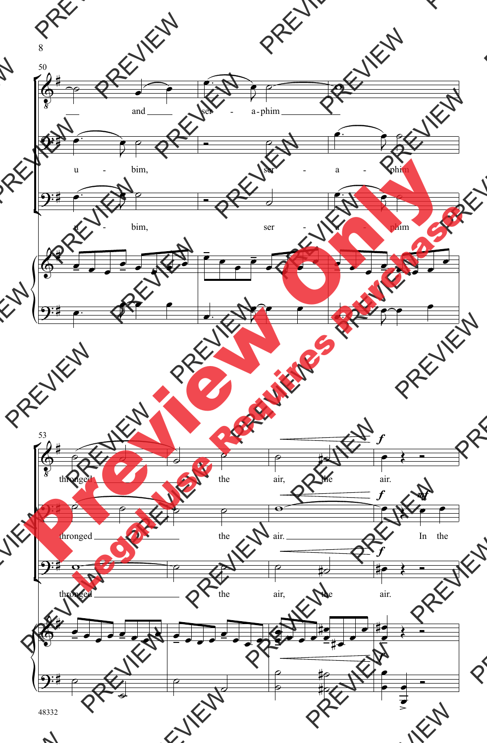and ser - a-phim

u - bim, ser - a - phim

u - bim, ser - a - phim

thronged the air, the air.

thronged the air. In the

thronged the air, the air.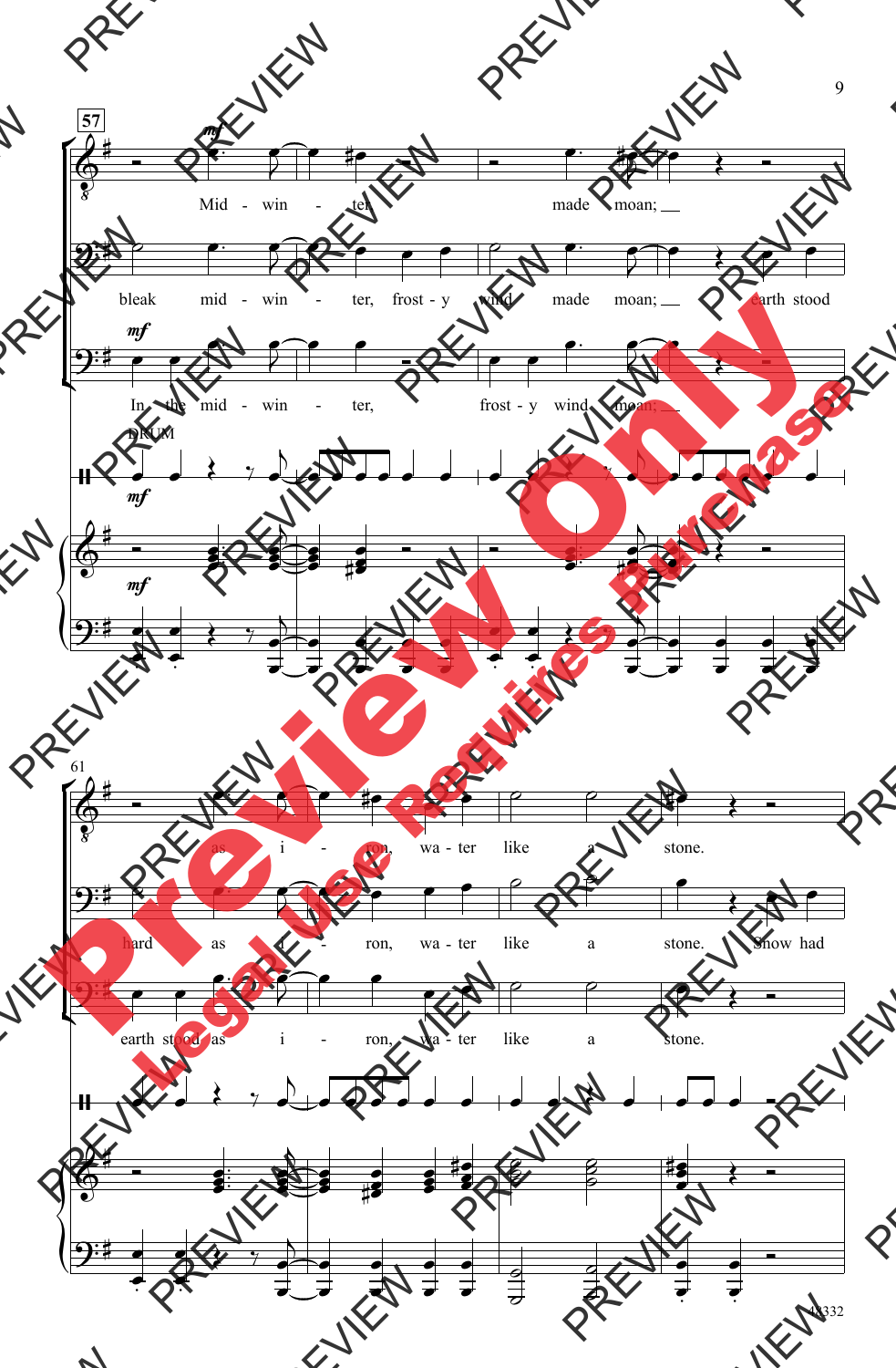**57**

*mf*

Mid - win - ter made moan;

bleak mid - win - ter, frost - y wind made moan; earth stood

*mf*

In the mid - win - ter, frost - y wind moan;

DRUM

*mf*

*mf*

61

as i - ron, wa - ter like a stone.

hard as i - ron, wa - ter like a stone. Snow had

earth stood as i - ron, wa - ter like a stone.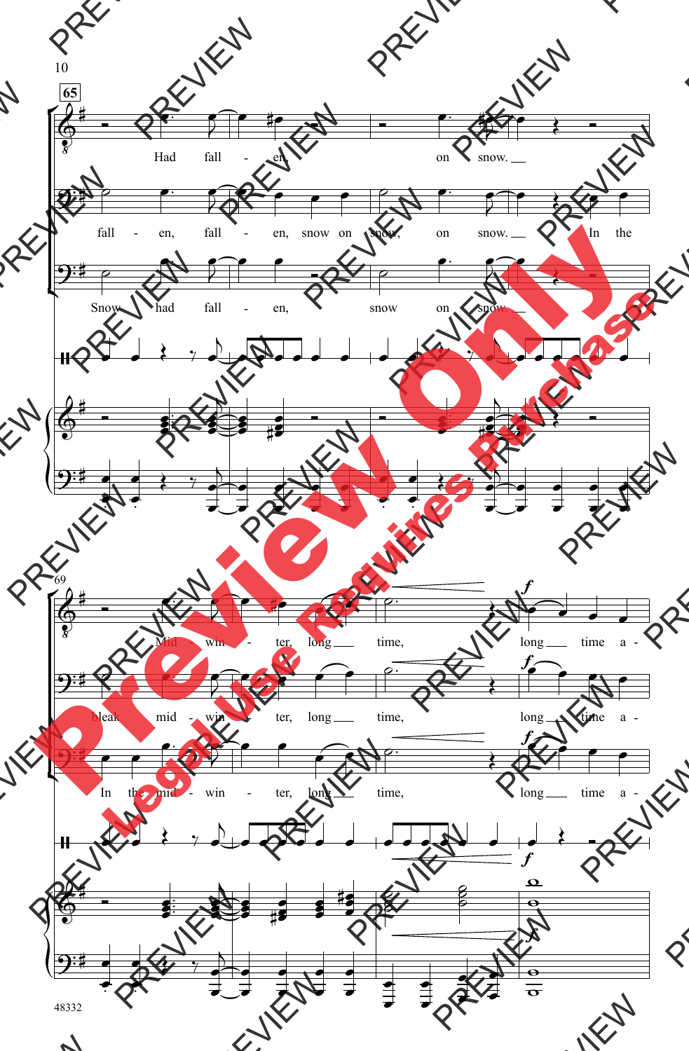65

Had fall - en, on snow.

fall - en, fall - en, snow on snow, on snow. In the

Snow had fall - en, snow on snow.

69

Mid - win - ter, long time, long time a -

bleak mid - win - ter, long time, long time a -

In the mid - win - ter, long time, long time a -

48332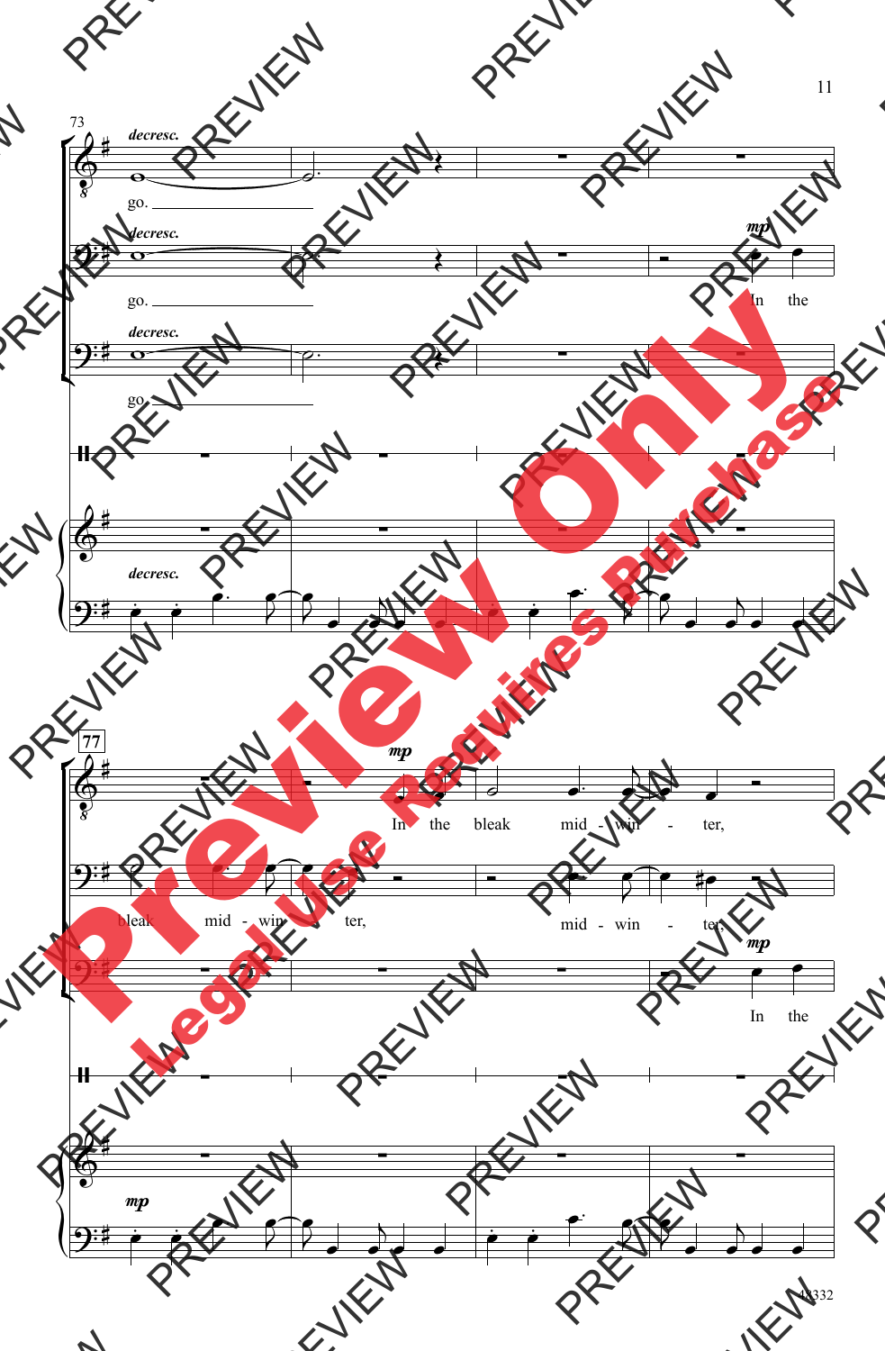73

*decresc.*

go.

*decresc.*

go.

*mp*

In the

*decresc.*

go.

*decresc.*

77

*mp*

In the bleak mid - win - ter,

bleak mid - win - ter,

mid - win - ter,

*mp*

In the

*mp*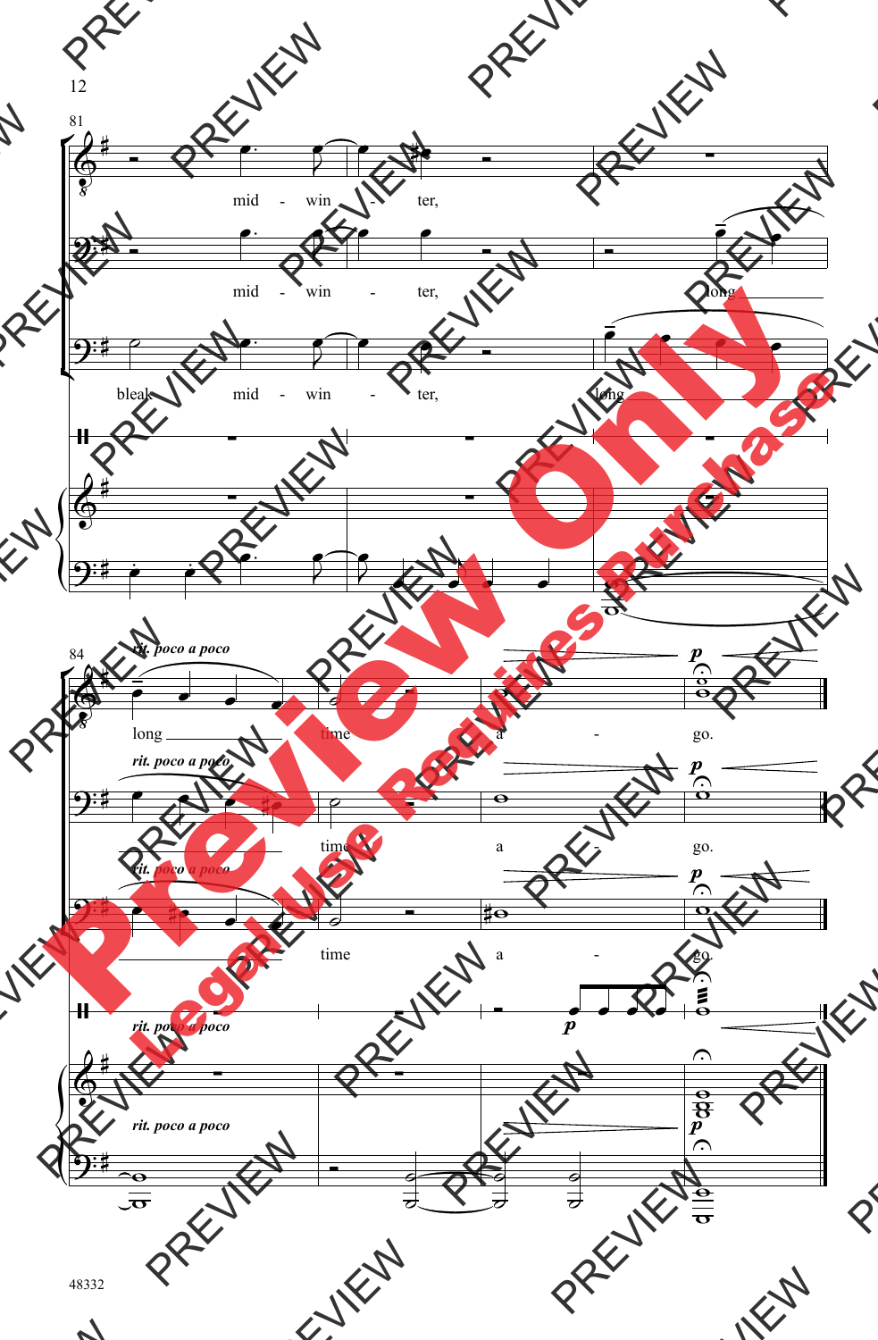81

mid - win - ter,

mid - win - ter, long

bleak mid - win - ter, long

84

*rit. poco a poco*

long time a - go.

time a - go.

time a - go.